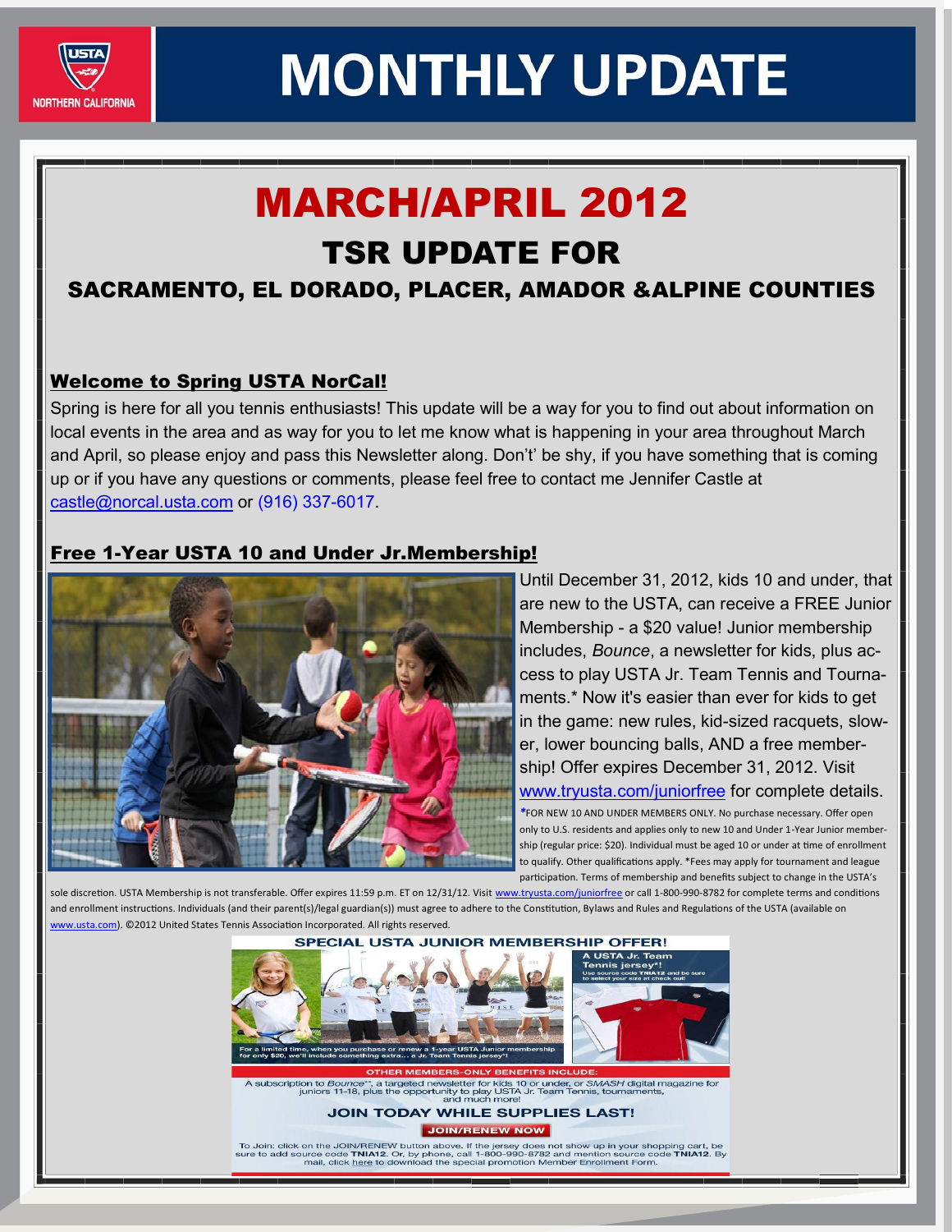# MONTHLY UPDATE

USTA NORTHERN CALIFORNIA

## MARCH/APRIL 2012

## TSR UPDATE FOR

### SACRAMENTO, EL DORADO, PLACER, AMADOR &ALPINE COUNTIES

### Welcome to Spring USTA NorCal!

Spring is here for all you tennis enthusiasts! This update will be a way for you to find out about information on local events in the area and as way for you to let me know what is happening in your area throughout March and April, so please enjoy and pass this Newsletter along. Don't' be shy, if you have something that is coming up or if you have any questions or comments, please feel free to contact me Jennifer Castle at castle@norcal.usta.com or (916) 337-6017.

### Free 1-Year USTA 10 and Under Jr.Membership!

Until December 31, 2012, kids 10 and under, that are new to the USTA, can receive a FREE Junior Membership - a $20 value! Junior membership includes, *Bounce*, a newsletter for kids, plus access to play USTA Jr. Team Tennis and Tournaments.* Now it's easier than ever for kids to get in the game: new rules, kid-sized racquets, slower, lower bouncing balls, AND a free membership! Offer expires December 31, 2012. Visit www.tryusta.com/juniorfree for complete details.

*FOR NEW 10 AND UNDER MEMBERS ONLY. No purchase necessary. Offer open only to U.S. residents and applies only to new 10 and Under 1-Year Junior membership (regular price: $20). Individual must be aged 10 or under at time of enrollment to qualify. Other qualifications apply. *Fees may apply for tournament and league participation. Terms of membership and benefits subject to change in the USTA's sole discretion. USTA Membership is not transferable. Offer expires 11:59 p.m. ET on 12/31/12. Visit www.tryusta.com/juniorfree or call 1-800-990-8782 for complete terms and conditions and enrollment instructions. Individuals (and their parent(s)/legal guardian(s)) must agree to adhere to the Constitution, Bylaws and Rules and Regulations of the USTA (available on www.usta.com). ©2012 United States Tennis Association Incorporated. All rights reserved.

**SPECIAL USTA JUNIOR MEMBERSHIP OFFER!**

For a limited time, when you purchase or renew a 1-year USTA Junior membership for only $20, we'll include something extra... a Jr. Team Tennis jersey*!

**A USTA Jr. Team Tennis jersey*!**
Use source code TNIA12 and be sure to select your size at check out!

**OTHER MEMBERS-ONLY BENEFITS INCLUDE:**

A subscription to *Bounce*™, a targeted newsletter for kids 10 or under, or *SMASH* digital magazine for juniors 11-18, plus the opportunity to play USTA Jr. Team Tennis, tournaments, and much more!

**JOIN TODAY WHILE SUPPLIES LAST!**

**JOIN/RENEW NOW**

To Join: click on the JOIN/RENEW button above. If the jersey does not show up in your shopping cart, be sure to add source code **TNIA12**. Or, by phone, call 1-800-990-8782 and mention source code **TNIA12**. By mail, click here to download the special promotion Member Enrollment Form.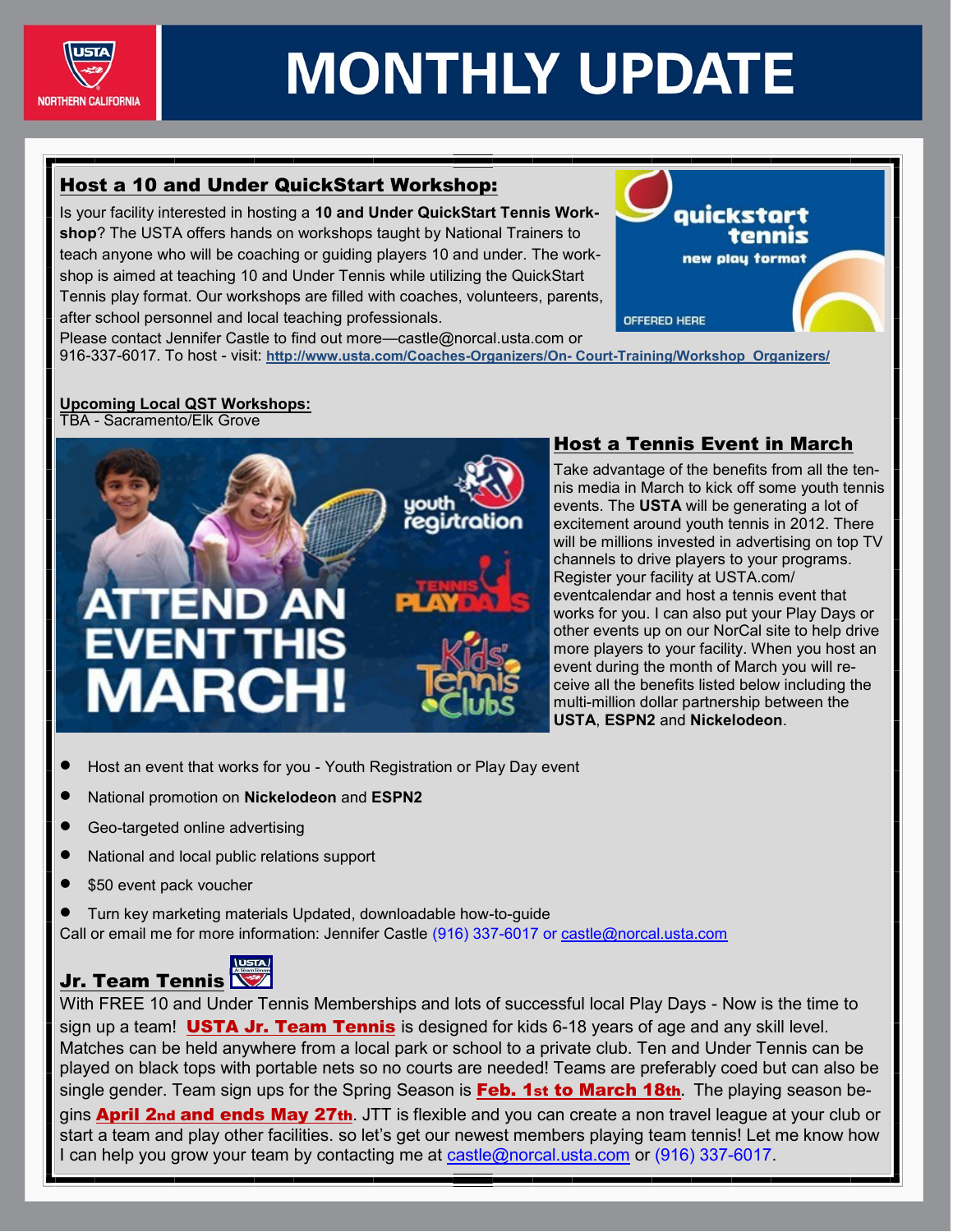# MONTHLY UPDATE

## Host a 10 and Under QuickStart Workshop:

Is your facility interested in hosting a **10 and Under QuickStart Tennis Workshop**? The USTA offers hands on workshops taught by National Trainers to teach anyone who will be coaching or guiding players 10 and under. The workshop is aimed at teaching 10 and Under Tennis while utilizing the QuickStart Tennis play format. Our workshops are filled with coaches, volunteers, parents, after school personnel and local teaching professionals.

Please contact Jennifer Castle to find out more—castle@norcal.usta.com or 916-337-6017. To host - visit: **http://www.usta.com/Coaches-Organizers/On- Court-Training/Workshop_Organizers/**

**Upcoming Local QST Workshops:**
TBA - Sacramento/Elk Grove

## Host a Tennis Event in March

Take advantage of the benefits from all the tennis media in March to kick off some youth tennis events. The **USTA** will be generating a lot of excitement around youth tennis in 2012. There will be millions invested in advertising on top TV channels to drive players to your programs. Register your facility at USTA.com/eventcalendar and host a tennis event that works for you. I can also put your Play Days or other events up on our NorCal site to help drive more players to your facility. When you host an event during the month of March you will receive all the benefits listed below including the multi-million dollar partnership between the **USTA**, **ESPN2** and **Nickelodeon**.

- Host an event that works for you - Youth Registration or Play Day event
- National promotion on **Nickelodeon** and **ESPN2**
- Geo-targeted online advertising
- National and local public relations support
- $50 event pack voucher
- Turn key marketing materials Updated, downloadable how-to-guide

Call or email me for more information: Jennifer Castle (916) 337-6017 or castle@norcal.usta.com

## Jr. Team Tennis

With FREE 10 and Under Tennis Memberships and lots of successful local Play Days - Now is the time to sign up a team! **USTA Jr. Team Tennis** is designed for kids 6-18 years of age and any skill level. Matches can be held anywhere from a local park or school to a private club. Ten and Under Tennis can be played on black tops with portable nets so no courts are needed! Teams are preferably coed but can also be single gender. Team sign ups for the Spring Season is **Feb. 1st to March 18th**. The playing season begins **April 2nd and ends May 27th**. JTT is flexible and you can create a non travel league at your club or start a team and play other facilities. so let's get our newest members playing team tennis! Let me know how I can help you grow your team by contacting me at castle@norcal.usta.com or (916) 337-6017.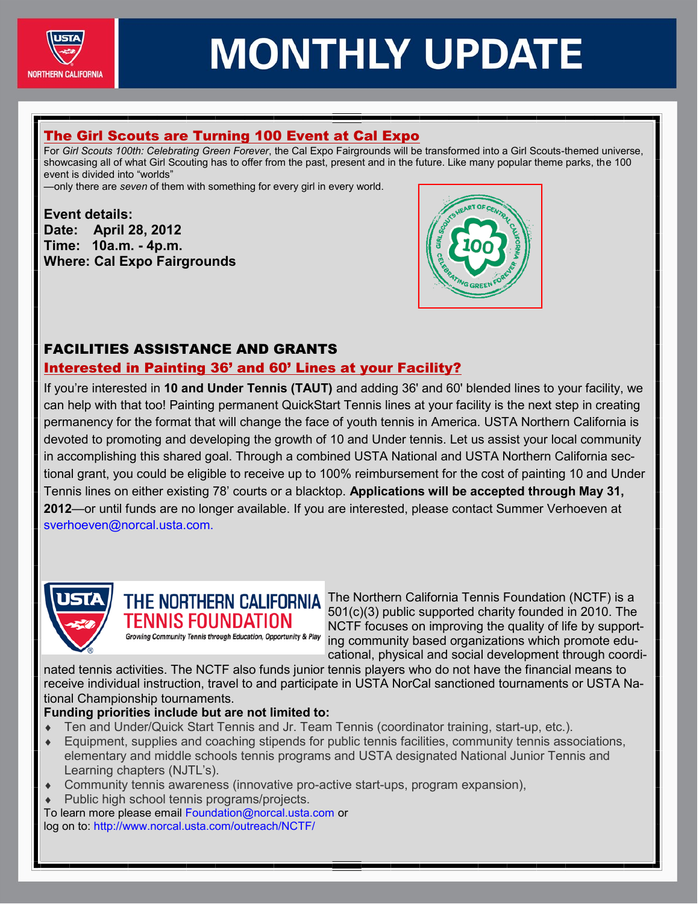# MONTHLY UPDATE

## The Girl Scouts are Turning 100 Event at Cal Expo

For *Girl Scouts 100th: Celebrating Green Forever*, the Cal Expo Fairgrounds will be transformed into a Girl Scouts-themed universe, showcasing all of what Girl Scouting has to offer from the past, present and in the future. Like many popular theme parks, the 100 event is divided into "worlds"
—only there are *seven* of them with something for every girl in every world.

**Event details:**
**Date: April 28, 2012**
**Time: 10a.m. - 4p.m.**
**Where: Cal Expo Fairgrounds**

## FACILITIES ASSISTANCE AND GRANTS

### Interested in Painting 36' and 60' Lines at your Facility?

If you're interested in **10 and Under Tennis (TAUT)** and adding 36' and 60' blended lines to your facility, we can help with that too! Painting permanent QuickStart Tennis lines at your facility is the next step in creating permanency for the format that will change the face of youth tennis in America. USTA Northern California is devoted to promoting and developing the growth of 10 and Under tennis. Let us assist your local community in accomplishing this shared goal. Through a combined USTA National and USTA Northern California sectional grant, you could be eligible to receive up to 100% reimbursement for the cost of painting 10 and Under Tennis lines on either existing 78' courts or a blacktop. **Applications will be accepted through May 31, 2012**—or until funds are no longer available. If you are interested, please contact Summer Verhoeven at sverhoeven@norcal.usta.com.

**THE NORTHERN CALIFORNIA TENNIS FOUNDATION**
*Growing Community Tennis through Education, Opportunity & Play*

The Northern California Tennis Foundation (NCTF) is a 501(c)(3) public supported charity founded in 2010. The NCTF focuses on improving the quality of life by supporting community based organizations which promote educational, physical and social development through coordinated tennis activities. The NCTF also funds junior tennis players who do not have the financial means to receive individual instruction, travel to and participate in USTA NorCal sanctioned tournaments or USTA National Championship tournaments.

**Funding priorities include but are not limited to:**

- Ten and Under/Quick Start Tennis and Jr. Team Tennis (coordinator training, start-up, etc.).
- Equipment, supplies and coaching stipends for public tennis facilities, community tennis associations, elementary and middle schools tennis programs and USTA designated National Junior Tennis and Learning chapters (NJTL's).
- Community tennis awareness (innovative pro-active start-ups, program expansion),
- Public high school tennis programs/projects.

To learn more please email Foundation@norcal.usta.com or
log on to: http://www.norcal.usta.com/outreach/NCTF/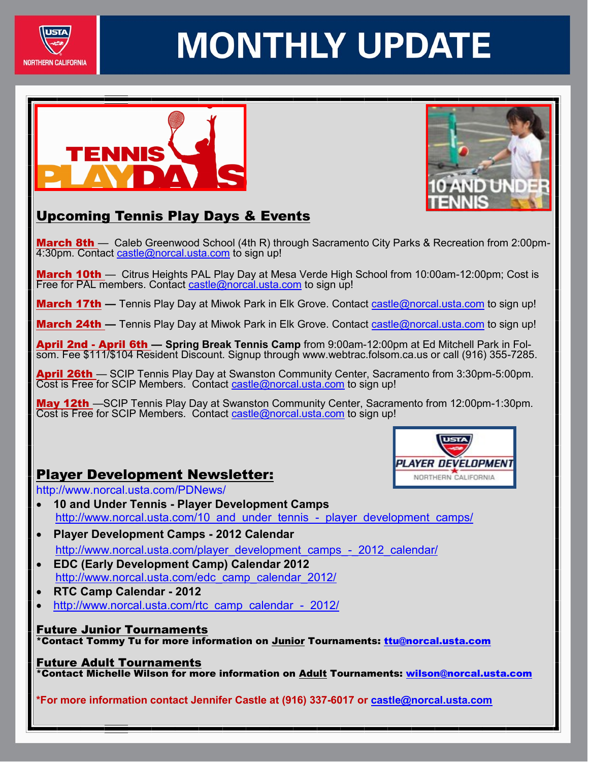# MONTHLY UPDATE

## Upcoming Tennis Play Days & Events

**March 8th** — Caleb Greenwood School (4th R) through Sacramento City Parks & Recreation from 2:00pm-4:30pm. Contact castle@norcal.usta.com to sign up!

**March 10th** — Citrus Heights PAL Play Day at Mesa Verde High School from 10:00am-12:00pm; Cost is Free for PAL members. Contact castle@norcal.usta.com to sign up!

**March 17th** — Tennis Play Day at Miwok Park in Elk Grove. Contact castle@norcal.usta.com to sign up!

**March 24th** — Tennis Play Day at Miwok Park in Elk Grove. Contact castle@norcal.usta.com to sign up!

**April 2nd - April 6th** — **Spring Break Tennis Camp** from 9:00am-12:00pm at Ed Mitchell Park in Folsom. Fee $111/$104 Resident Discount. Signup through www.webtrac.folsom.ca.us or call (916) 355-7285.

**April 26th** — SCIP Tennis Play Day at Swanston Community Center, Sacramento from 3:30pm-5:00pm. Cost is Free for SCIP Members. Contact castle@norcal.usta.com to sign up!

**May 12th** —SCIP Tennis Play Day at Swanston Community Center, Sacramento from 12:00pm-1:30pm. Cost is Free for SCIP Members. Contact castle@norcal.usta.com to sign up!

## Player Development Newsletter:

http://www.norcal.usta.com/PDNews/

- **10 and Under Tennis - Player Development Camps**
  http://www.norcal.usta.com/10_and_under_tennis_-_player_development_camps/
- **Player Development Camps - 2012 Calendar**
  http://www.norcal.usta.com/player_development_camps_-_2012_calendar/
- **EDC (Early Development Camp) Calendar 2012**
  http://www.norcal.usta.com/edc_camp_calendar_2012/
- **RTC Camp Calendar - 2012**
- http://www.norcal.usta.com/rtc_camp_calendar_-_2012/

## Future Junior Tournaments

**\*Contact Tommy Tu for more information on Junior Tournaments: ttu@norcal.usta.com**

## Future Adult Tournaments

**\*Contact Michelle Wilson for more information on Adult Tournaments: wilson@norcal.usta.com**

**\*For more information contact Jennifer Castle at (916) 337-6017 or castle@norcal.usta.com**